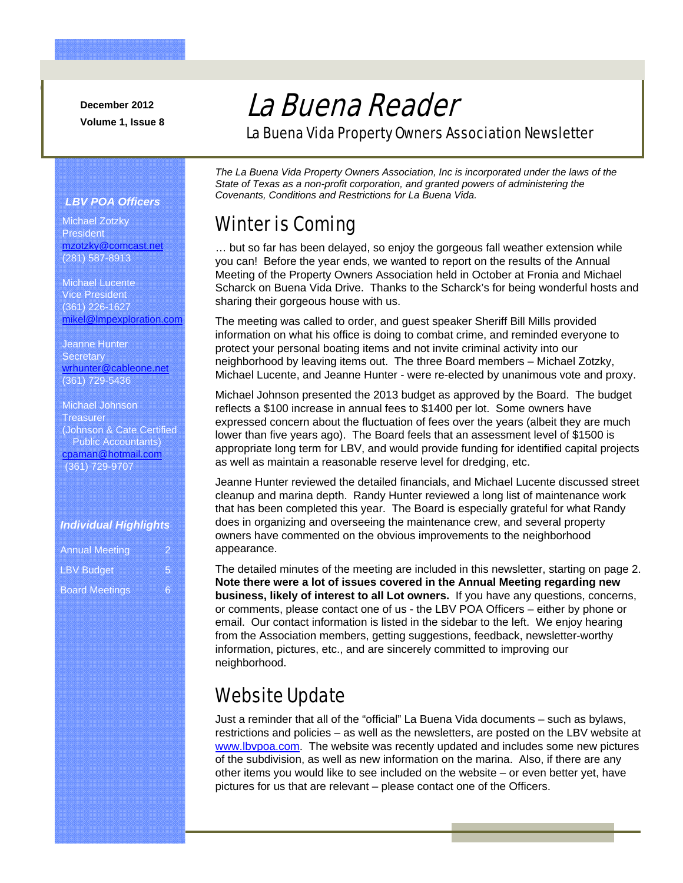December 2012

Volume 1, Issue 8

# La Buena Reader

La Buena Vida Property Owners Association Newsletter

*The La Buena Vida Property Owners Association, Inc is incorporated under the laws of the State of Texas as a non-profit corporation, and granted powers of administering the Covenants, Conditions and Restrictions for La Buena Vida.*

## Winter is Coming

… but so far has been delayed, so enjoy the gorgeous fall weather extension while you can! Before the year ends, we wanted to report on the results of the Annual Meeting of the Property Owners Association held in October at Fronia and Michael Scharck on Buena Vida Drive. Thanks to the Scharck's for being wonderful hosts and sharing their gorgeous house with us.

The meeting was called to order, and guest speaker Sheriff Bill Mills provided information on what his office is doing to combat crime, and reminded everyone to protect your personal boating items and not invite criminal activity into our neighborhood by leaving items out. The three Board members – Michael Zotzky, Michael Lucente, and Jeanne Hunter - were re-elected by unanimous vote and proxy.

Michael Johnson presented the 2013 budget as approved by the Board. The budget reflects a $100 increase in annual fees to $1400 per lot. Some owners have expressed concern about the fluctuation of fees over the years (albeit they are much lower than five years ago). The Board feels that an assessment level of $1500 is appropriate long term for LBV, and would provide funding for identified capital projects as well as maintain a reasonable reserve level for dredging, etc.

Jeanne Hunter reviewed the detailed financials, and Michael Lucente discussed street cleanup and marina depth. Randy Hunter reviewed a long list of maintenance work that has been completed this year. The Board is especially grateful for what Randy does in organizing and overseeing the maintenance crew, and several property owners have commented on the obvious improvements to the neighborhood appearance.

The detailed minutes of the meeting are included in this newsletter, starting on page 2. **Note there were a lot of issues covered in the Annual Meeting regarding new business, likely of interest to all Lot owners.** If you have any questions, concerns, or comments, please contact one of us - the LBV POA Officers – either by phone or email. Our contact information is listed in the sidebar to the left. We enjoy hearing from the Association members, getting suggestions, feedback, newsletter-worthy information, pictures, etc., and are sincerely committed to improving our neighborhood.

## Website Update

Just a reminder that all of the "official" La Buena Vida documents – such as bylaws, restrictions and policies – as well as the newsletters, are posted on the LBV website at www.lbvpoa.com. The website was recently updated and includes some new pictures of the subdivision, as well as new information on the marina. Also, if there are any other items you would like to see included on the website – or even better yet, have pictures for us that are relevant – please contact one of the Officers.

### *LBV POA Officers*

Michael Zotzky
President
mzotzky@comcast.net
(281) 587-8913

Michael Lucente
Vice President
(361) 226-1627
mikel@lmpexploration.com

Jeanne Hunter
Secretary
wrhunter@cableone.net
(361) 729-5436

Michael Johnson
Treasurer
(Johnson & Cate Certified Public Accountants)
cpaman@hotmail.com
(361) 729-9707

### *Individual Highlights*

| | |
|---|---|
| Annual Meeting | 2 |
| LBV Budget | 5 |
| Board Meetings | 6 |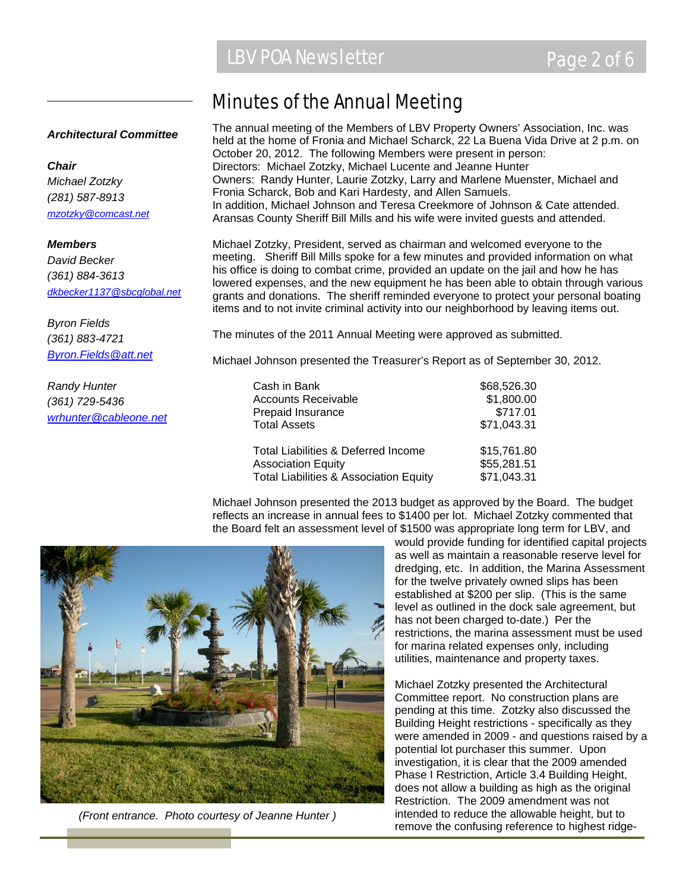**_Architectural Committee_**

**_Chair_**
_Michael Zotzky_
_(281) 587-8913_
_mzotzky@comcast.net_

**_Members_**
_David Becker_
_(361) 884-3613_
_dkbecker1137@sbcglobal.net_

_Byron Fields_
_(361) 883-4721_
_Byron.Fields@att.net_

_Randy Hunter_
_(361) 729-5436_
_wrhunter@cableone.net_

# Minutes of the Annual Meeting

The annual meeting of the Members of LBV Property Owners' Association, Inc. was held at the home of Fronia and Michael Scharck, 22 La Buena Vida Drive at 2 p.m. on October 20, 2012. The following Members were present in person:
Directors: Michael Zotzky, Michael Lucente and Jeanne Hunter
Owners: Randy Hunter, Laurie Zotzky, Larry and Marlene Muenster, Michael and Fronia Scharck, Bob and Kari Hardesty, and Allen Samuels.
In addition, Michael Johnson and Teresa Creekmore of Johnson & Cate attended. Aransas County Sheriff Bill Mills and his wife were invited guests and attended.

Michael Zotzky, President, served as chairman and welcomed everyone to the meeting. Sheriff Bill Mills spoke for a few minutes and provided information on what his office is doing to combat crime, provided an update on the jail and how he has lowered expenses, and the new equipment he has been able to obtain through various grants and donations. The sheriff reminded everyone to protect your personal boating items and to not invite criminal activity into our neighborhood by leaving items out.

The minutes of the 2011 Annual Meeting were approved as submitted.

Michael Johnson presented the Treasurer's Report as of September 30, 2012.

| | |
|---|---|
| Cash in Bank | $68,526.30 |
| Accounts Receivable | $1,800.00 |
| Prepaid Insurance | $717.01 |
| Total Assets | $71,043.31 |
| | |
| Total Liabilities & Deferred Income | $15,761.80 |
| Association Equity | $55,281.51 |
| Total Liabilities & Association Equity | $71,043.31 |

Michael Johnson presented the 2013 budget as approved by the Board. The budget reflects an increase in annual fees to $1400 per lot. Michael Zotzky commented that the Board felt an assessment level of $1500 was appropriate long term for LBV, and would provide funding for identified capital projects as well as maintain a reasonable reserve level for dredging, etc. In addition, the Marina Assessment for the twelve privately owned slips has been established at $200 per slip. (This is the same level as outlined in the dock sale agreement, but has not been charged to-date.) Per the restrictions, the marina assessment must be used for marina related expenses only, including utilities, maintenance and property taxes.

_(Front entrance. Photo courtesy of Jeanne Hunter )_

Michael Zotzky presented the Architectural Committee report. No construction plans are pending at this time. Zotzky also discussed the Building Height restrictions - specifically as they were amended in 2009 - and questions raised by a potential lot purchaser this summer. Upon investigation, it is clear that the 2009 amended Phase I Restriction, Article 3.4 Building Height, does not allow a building as high as the original Restriction. The 2009 amendment was not intended to reduce the allowable height, but to remove the confusing reference to highest ridge-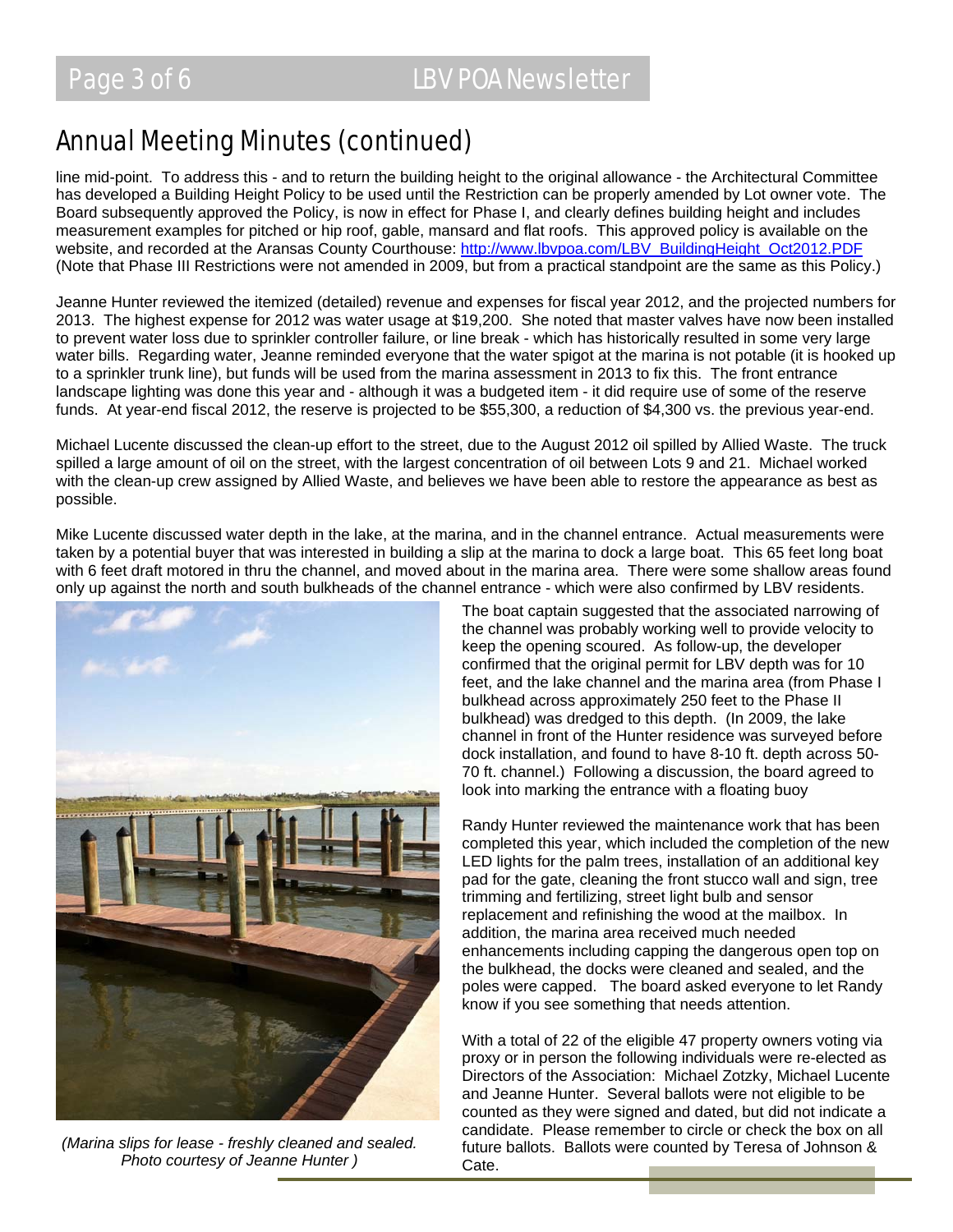# Annual Meeting Minutes (continued)

line mid-point. To address this - and to return the building height to the original allowance - the Architectural Committee has developed a Building Height Policy to be used until the Restriction can be properly amended by Lot owner vote. The Board subsequently approved the Policy, is now in effect for Phase I, and clearly defines building height and includes measurement examples for pitched or hip roof, gable, mansard and flat roofs. This approved policy is available on the website, and recorded at the Aransas County Courthouse: http://www.lbvpoa.com/LBV_BuildingHeight_Oct2012.PDF (Note that Phase III Restrictions were not amended in 2009, but from a practical standpoint are the same as this Policy.)

Jeanne Hunter reviewed the itemized (detailed) revenue and expenses for fiscal year 2012, and the projected numbers for 2013. The highest expense for 2012 was water usage at $19,200. She noted that master valves have now been installed to prevent water loss due to sprinkler controller failure, or line break - which has historically resulted in some very large water bills. Regarding water, Jeanne reminded everyone that the water spigot at the marina is not potable (it is hooked up to a sprinkler trunk line), but funds will be used from the marina assessment in 2013 to fix this. The front entrance landscape lighting was done this year and - although it was a budgeted item - it did require use of some of the reserve funds. At year-end fiscal 2012, the reserve is projected to be $55,300, a reduction of $4,300 vs. the previous year-end.

Michael Lucente discussed the clean-up effort to the street, due to the August 2012 oil spilled by Allied Waste. The truck spilled a large amount of oil on the street, with the largest concentration of oil between Lots 9 and 21. Michael worked with the clean-up crew assigned by Allied Waste, and believes we have been able to restore the appearance as best as possible.

Mike Lucente discussed water depth in the lake, at the marina, and in the channel entrance. Actual measurements were taken by a potential buyer that was interested in building a slip at the marina to dock a large boat. This 65 feet long boat with 6 feet draft motored in thru the channel, and moved about in the marina area. There were some shallow areas found only up against the north and south bulkheads of the channel entrance - which were also confirmed by LBV residents. The boat captain suggested that the associated narrowing of the channel was probably working well to provide velocity to keep the opening scoured. As follow-up, the developer confirmed that the original permit for LBV depth was for 10 feet, and the lake channel and the marina area (from Phase I bulkhead across approximately 250 feet to the Phase II bulkhead) was dredged to this depth. (In 2009, the lake channel in front of the Hunter residence was surveyed before dock installation, and found to have 8-10 ft. depth across 50-70 ft. channel.) Following a discussion, the board agreed to look into marking the entrance with a floating buoy

*(Marina slips for lease - freshly cleaned and sealed. Photo courtesy of Jeanne Hunter )*

Randy Hunter reviewed the maintenance work that has been completed this year, which included the completion of the new LED lights for the palm trees, installation of an additional key pad for the gate, cleaning the front stucco wall and sign, tree trimming and fertilizing, street light bulb and sensor replacement and refinishing the wood at the mailbox. In addition, the marina area received much needed enhancements including capping the dangerous open top on the bulkhead, the docks were cleaned and sealed, and the poles were capped. The board asked everyone to let Randy know if you see something that needs attention.

With a total of 22 of the eligible 47 property owners voting via proxy or in person the following individuals were re-elected as Directors of the Association: Michael Zotzky, Michael Lucente and Jeanne Hunter. Several ballots were not eligible to be counted as they were signed and dated, but did not indicate a candidate. Please remember to circle or check the box on all future ballots. Ballots were counted by Teresa of Johnson & Cate.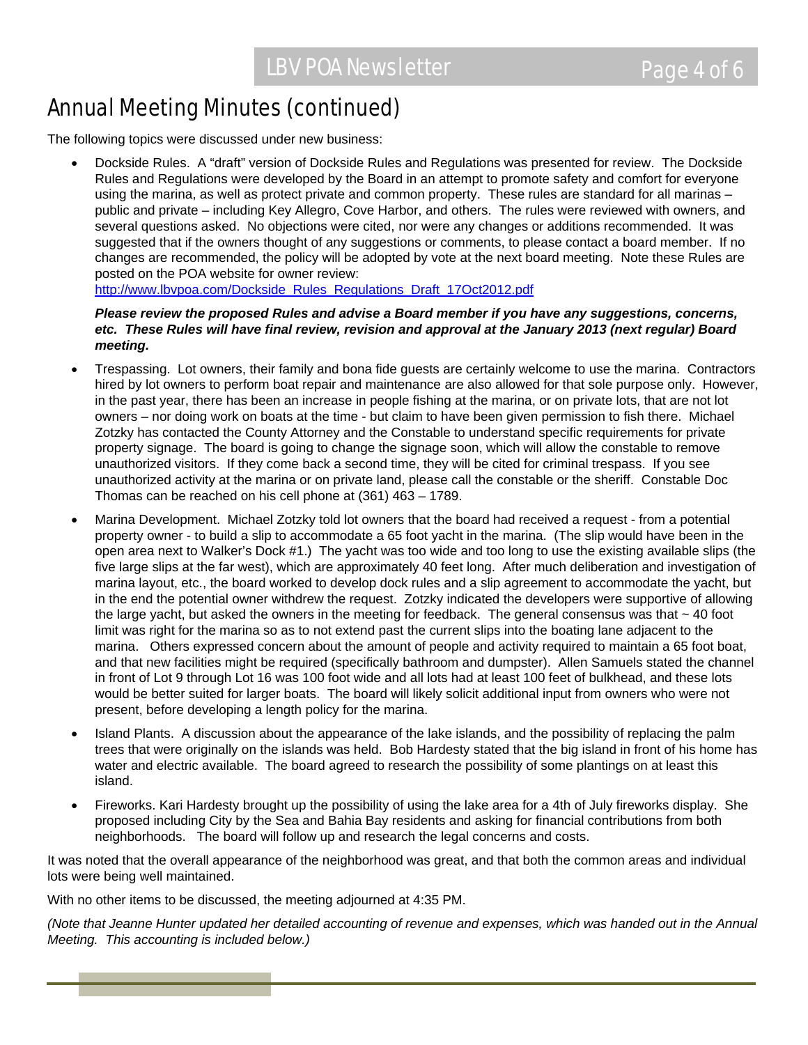# Annual Meeting Minutes (continued)

The following topics were discussed under new business:

- Dockside Rules. A "draft" version of Dockside Rules and Regulations was presented for review. The Dockside Rules and Regulations were developed by the Board in an attempt to promote safety and comfort for everyone using the marina, as well as protect private and common property. These rules are standard for all marinas – public and private – including Key Allegro, Cove Harbor, and others. The rules were reviewed with owners, and several questions asked. No objections were cited, nor were any changes or additions recommended. It was suggested that if the owners thought of any suggestions or comments, to please contact a board member. If no changes are recommended, the policy will be adopted by vote at the next board meeting. Note these Rules are posted on the POA website for owner review: http://www.lbvpoa.com/Dockside_Rules_Regulations_Draft_17Oct2012.pdf

  ***Please review the proposed Rules and advise a Board member if you have any suggestions, concerns, etc. These Rules will have final review, revision and approval at the January 2013 (next regular) Board meeting.***

- Trespassing. Lot owners, their family and bona fide guests are certainly welcome to use the marina. Contractors hired by lot owners to perform boat repair and maintenance are also allowed for that sole purpose only. However, in the past year, there has been an increase in people fishing at the marina, or on private lots, that are not lot owners – nor doing work on boats at the time - but claim to have been given permission to fish there. Michael Zotzky has contacted the County Attorney and the Constable to understand specific requirements for private property signage. The board is going to change the signage soon, which will allow the constable to remove unauthorized visitors. If they come back a second time, they will be cited for criminal trespass. If you see unauthorized activity at the marina or on private land, please call the constable or the sheriff. Constable Doc Thomas can be reached on his cell phone at (361) 463 – 1789.

- Marina Development. Michael Zotzky told lot owners that the board had received a request - from a potential property owner - to build a slip to accommodate a 65 foot yacht in the marina. (The slip would have been in the open area next to Walker's Dock #1.) The yacht was too wide and too long to use the existing available slips (the five large slips at the far west), which are approximately 40 feet long. After much deliberation and investigation of marina layout, etc., the board worked to develop dock rules and a slip agreement to accommodate the yacht, but in the end the potential owner withdrew the request. Zotzky indicated the developers were supportive of allowing the large yacht, but asked the owners in the meeting for feedback. The general consensus was that ~ 40 foot limit was right for the marina so as to not extend past the current slips into the boating lane adjacent to the marina. Others expressed concern about the amount of people and activity required to maintain a 65 foot boat, and that new facilities might be required (specifically bathroom and dumpster). Allen Samuels stated the channel in front of Lot 9 through Lot 16 was 100 foot wide and all lots had at least 100 feet of bulkhead, and these lots would be better suited for larger boats. The board will likely solicit additional input from owners who were not present, before developing a length policy for the marina.

- Island Plants. A discussion about the appearance of the lake islands, and the possibility of replacing the palm trees that were originally on the islands was held. Bob Hardesty stated that the big island in front of his home has water and electric available. The board agreed to research the possibility of some plantings on at least this island.

- Fireworks. Kari Hardesty brought up the possibility of using the lake area for a 4th of July fireworks display. She proposed including City by the Sea and Bahia Bay residents and asking for financial contributions from both neighborhoods. The board will follow up and research the legal concerns and costs.

It was noted that the overall appearance of the neighborhood was great, and that both the common areas and individual lots were being well maintained.

With no other items to be discussed, the meeting adjourned at 4:35 PM.

*(Note that Jeanne Hunter updated her detailed accounting of revenue and expenses, which was handed out in the Annual Meeting. This accounting is included below.)*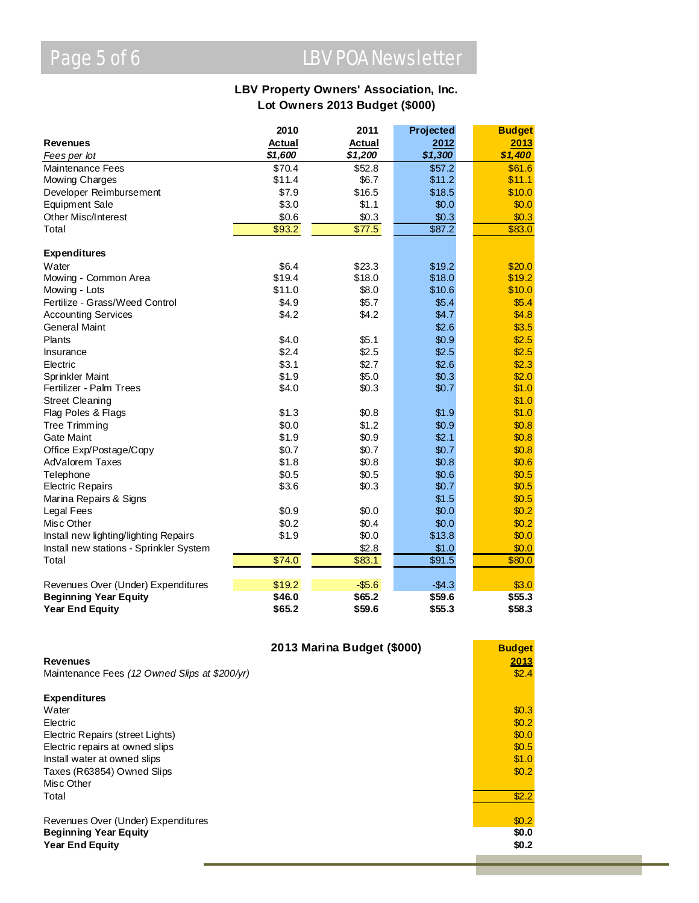## LBV Property Owners' Association, Inc.
## Lot Owners 2013 Budget ($000)

| Revenues | 2010 Actual | 2011 Actual | Projected 2012 | Budget 2013 |
|---|---|---|---|---|
| *Fees per lot* | *$1,600* | *$1,200* | *$1,300* | *$1,400* |
| Maintenance Fees | $70.4 | $52.8 | $57.2 | $61.6 |
| Mowing Charges | $11.4 | $6.7 | $11.2 | $11.1 |
| Developer Reimbursement | $7.9 | $16.5 | $18.5 | $10.0 |
| Equipment Sale | $3.0 | $1.1 | $0.0 | $0.0 |
| Other Misc/Interest | $0.6 | $0.3 | $0.3 | $0.3 |
| Total | $93.2 | $77.5 | $87.2 | $83.0 |
| **Expenditures** | | | | |
| Water | $6.4 | $23.3 | $19.2 | $20.0 |
| Mowing - Common Area | $19.4 | $18.0 | $18.0 | $19.2 |
| Mowing - Lots | $11.0 | $8.0 | $10.6 | $10.0 |
| Fertilize - Grass/Weed Control | $4.9 | $5.7 | $5.4 | $5.4 |
| Accounting Services | $4.2 | $4.2 | $4.7 | $4.8 |
| General Maint | | | $2.6 | $3.5 |
| Plants | $4.0 | $5.1 | $0.9 | $2.5 |
| Insurance | $2.4 | $2.5 | $2.5 | $2.5 |
| Electric | $3.1 | $2.7 | $2.6 | $2.3 |
| Sprinkler Maint | $1.9 | $5.0 | $0.3 | $2.0 |
| Fertilizer - Palm Trees | $4.0 | $0.3 | $0.7 | $1.0 |
| Street Cleaning | | | | $1.0 |
| Flag Poles & Flags | $1.3 | $0.8 | $1.9 | $1.0 |
| Tree Trimming | $0.0 | $1.2 | $0.9 | $0.8 |
| Gate Maint | $1.9 | $0.9 | $2.1 | $0.8 |
| Office Exp/Postage/Copy | $0.7 | $0.7 | $0.7 | $0.8 |
| AdValorem Taxes | $1.8 | $0.8 | $0.8 | $0.6 |
| Telephone | $0.5 | $0.5 | $0.6 | $0.5 |
| Electric Repairs | $3.6 | $0.3 | $0.7 | $0.5 |
| Marina Repairs & Signs | | | $1.5 | $0.5 |
| Legal Fees | $0.9 | $0.0 | $0.0 | $0.2 |
| Misc Other | $0.2 | $0.4 | $0.0 | $0.2 |
| Install new lighting/lighting Repairs | $1.9 | $0.0 | $13.8 | $0.0 |
| Install new stations - Sprinkler System | | $2.8 | $1.0 | $0.0 |
| Total | $74.0 | $83.1 | $91.5 | $80.0 |
| Revenues Over (Under) Expenditures | $19.2 | -$5.6 | -$4.3 | $3.0 |
| **Beginning Year Equity** | **$46.0** | **$65.2** | **$59.6** | **$55.3** |
| **Year End Equity** | **$65.2** | **$59.6** | **$55.3** | **$58.3** |

## 2013 Marina Budget ($000)

| Revenues | Budget 2013 |
|---|---|
| Maintenance Fees *(12 Owned Slips at $200/yr)* | $2.4 |
| **Expenditures** | |
| Water | $0.3 |
| Electric | $0.2 |
| Electric Repairs (street Lights) | $0.0 |
| Electric repairs at owned slips | $0.5 |
| Install water at owned slips | $1.0 |
| Taxes (R63854) Owned Slips | $0.2 |
| Misc Other | |
| Total | $2.2 |
| Revenues Over (Under) Expenditures | $0.2 |
| **Beginning Year Equity** | **$0.0** |
| **Year End Equity** | **$0.2** |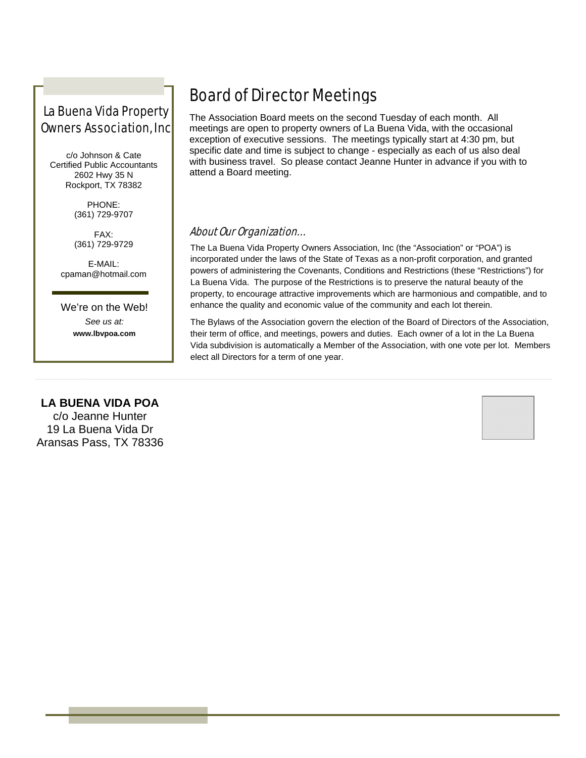## La Buena Vida Property Owners Association, Inc

c/o Johnson & Cate
Certified Public Accountants
2602 Hwy 35 N
Rockport, TX 78382

PHONE:
(361) 729-9707

FAX:
(361) 729-9729

E-MAIL:
cpaman@hotmail.com

We're on the Web!

*See us at:*

**www.lbvpoa.com**

# Board of Director Meetings

The Association Board meets on the second Tuesday of each month. All meetings are open to property owners of La Buena Vida, with the occasional exception of executive sessions. The meetings typically start at 4:30 pm, but specific date and time is subject to change - especially as each of us also deal with business travel. So please contact Jeanne Hunter in advance if you with to attend a Board meeting.

### *About Our Organization...*

The La Buena Vida Property Owners Association, Inc (the "Association" or "POA") is incorporated under the laws of the State of Texas as a non-profit corporation, and granted powers of administering the Covenants, Conditions and Restrictions (these "Restrictions") for La Buena Vida. The purpose of the Restrictions is to preserve the natural beauty of the property, to encourage attractive improvements which are harmonious and compatible, and to enhance the quality and economic value of the community and each lot therein.

The Bylaws of the Association govern the election of the Board of Directors of the Association, their term of office, and meetings, powers and duties. Each owner of a lot in the La Buena Vida subdivision is automatically a Member of the Association, with one vote per lot. Members elect all Directors for a term of one year.

**LA BUENA VIDA POA**
c/o Jeanne Hunter
19 La Buena Vida Dr
Aransas Pass, TX 78336